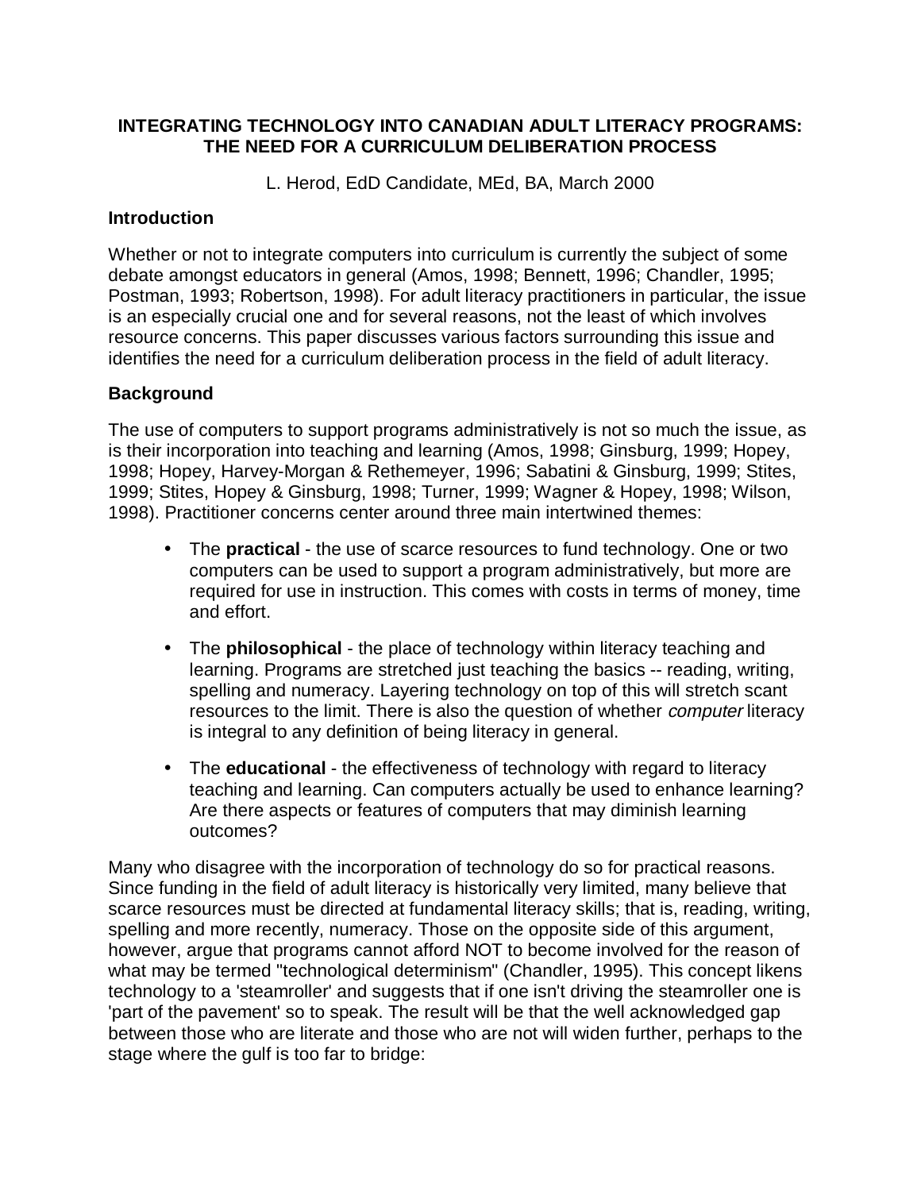# INTEGRATING TECHNOLOGY INTO CANADIAN ADULT LITERACY PROGRAMS: THE NEED FOR A CURRICULUM DELIBERATION PROCESS

L. Herod, EdD Candidate, MEd, BA, March 2000

## Introduction

Whether or not to integrate computers into curriculum is currently the subject of some debate amongst educators in general (Amos, 1998; Bennett, 1996; Chandler, 1995; Postman, 1993; Robertson, 1998). For adult literacy practitioners in particular, the issue is an especially crucial one and for several reasons, not the least of which involves resource concerns. This paper discusses various factors surrounding this issue and identifies the need for a curriculum deliberation process in the field of adult literacy.

## Background

The use of computers to support programs administratively is not so much the issue, as is their incorporation into teaching and learning (Amos, 1998; Ginsburg, 1999; Hopey, 1998; Hopey, Harvey-Morgan & Rethemeyer, 1996; Sabatini & Ginsburg, 1999; Stites, 1999; Stites, Hopey & Ginsburg, 1998; Turner, 1999; Wagner & Hopey, 1998; Wilson, 1998). Practitioner concerns center around three main intertwined themes:

- The **practical** - the use of scarce resources to fund technology. One or two computers can be used to support a program administratively, but more are required for use in instruction. This comes with costs in terms of money, time and effort.
- The **philosophical** - the place of technology within literacy teaching and learning. Programs are stretched just teaching the basics -- reading, writing, spelling and numeracy. Layering technology on top of this will stretch scant resources to the limit. There is also the question of whether *computer* literacy is integral to any definition of being literacy in general.
- The **educational** - the effectiveness of technology with regard to literacy teaching and learning. Can computers actually be used to enhance learning? Are there aspects or features of computers that may diminish learning outcomes?

Many who disagree with the incorporation of technology do so for practical reasons. Since funding in the field of adult literacy is historically very limited, many believe that scarce resources must be directed at fundamental literacy skills; that is, reading, writing, spelling and more recently, numeracy. Those on the opposite side of this argument, however, argue that programs cannot afford NOT to become involved for the reason of what may be termed "technological determinism" (Chandler, 1995). This concept likens technology to a 'steamroller' and suggests that if one isn't driving the steamroller one is 'part of the pavement' so to speak. The result will be that the well acknowledged gap between those who are literate and those who are not will widen further, perhaps to the stage where the gulf is too far to bridge: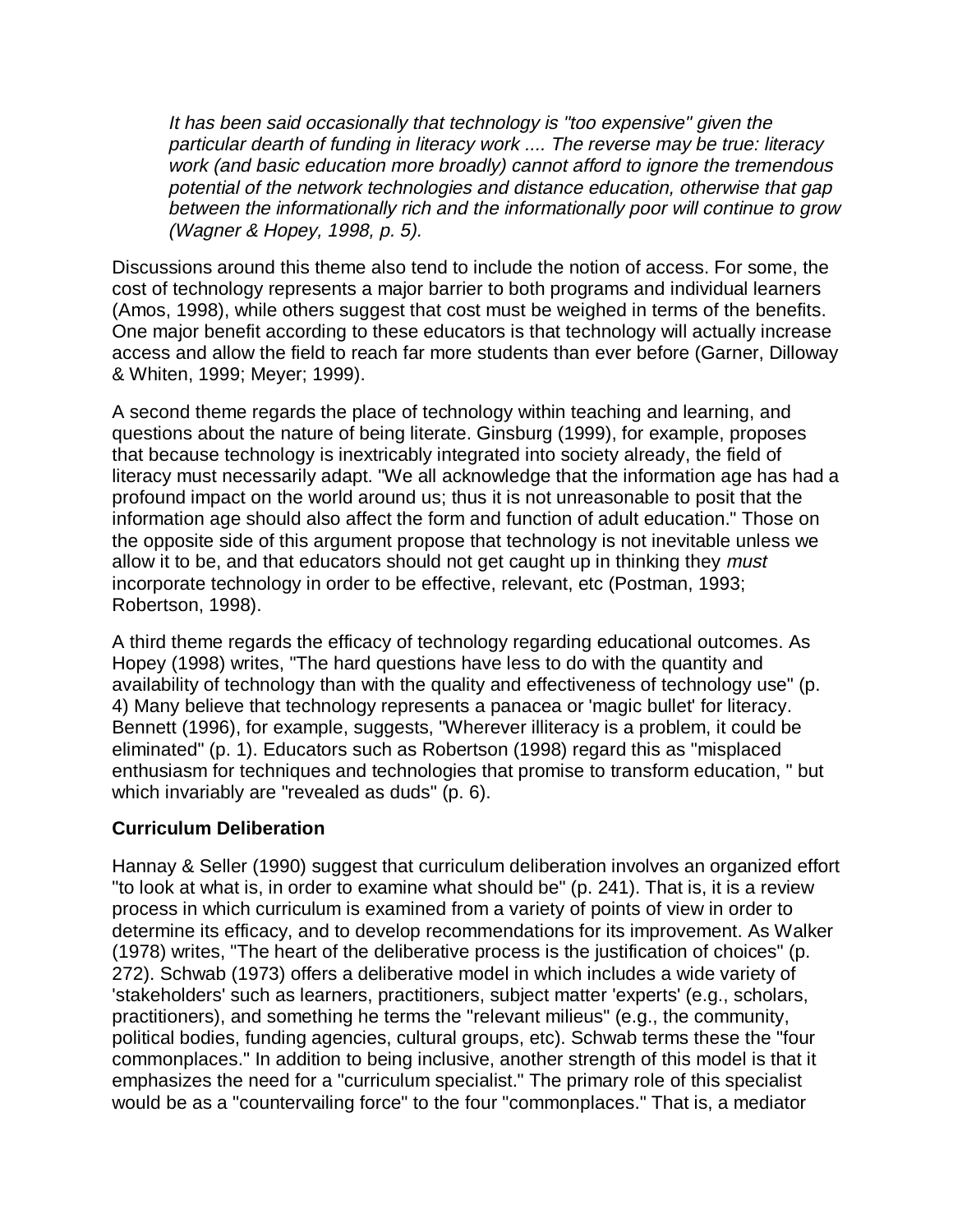*It has been said occasionally that technology is "too expensive" given the particular dearth of funding in literacy work .... The reverse may be true: literacy work (and basic education more broadly) cannot afford to ignore the tremendous potential of the network technologies and distance education, otherwise that gap between the informationally rich and the informationally poor will continue to grow (Wagner & Hopey, 1998, p. 5).*

Discussions around this theme also tend to include the notion of access. For some, the cost of technology represents a major barrier to both programs and individual learners (Amos, 1998), while others suggest that cost must be weighed in terms of the benefits. One major benefit according to these educators is that technology will actually increase access and allow the field to reach far more students than ever before (Garner, Dilloway & Whiten, 1999; Meyer; 1999).

A second theme regards the place of technology within teaching and learning, and questions about the nature of being literate. Ginsburg (1999), for example, proposes that because technology is inextricably integrated into society already, the field of literacy must necessarily adapt. "We all acknowledge that the information age has had a profound impact on the world around us; thus it is not unreasonable to posit that the information age should also affect the form and function of adult education." Those on the opposite side of this argument propose that technology is not inevitable unless we allow it to be, and that educators should not get caught up in thinking they *must* incorporate technology in order to be effective, relevant, etc (Postman, 1993; Robertson, 1998).

A third theme regards the efficacy of technology regarding educational outcomes. As Hopey (1998) writes, "The hard questions have less to do with the quantity and availability of technology than with the quality and effectiveness of technology use" (p. 4) Many believe that technology represents a panacea or 'magic bullet' for literacy. Bennett (1996), for example, suggests, "Wherever illiteracy is a problem, it could be eliminated" (p. 1). Educators such as Robertson (1998) regard this as "misplaced enthusiasm for techniques and technologies that promise to transform education, " but which invariably are "revealed as duds" (p. 6).

### Curriculum Deliberation

Hannay & Seller (1990) suggest that curriculum deliberation involves an organized effort "to look at what is, in order to examine what should be" (p. 241). That is, it is a review process in which curriculum is examined from a variety of points of view in order to determine its efficacy, and to develop recommendations for its improvement. As Walker (1978) writes, "The heart of the deliberative process is the justification of choices" (p. 272). Schwab (1973) offers a deliberative model in which includes a wide variety of 'stakeholders' such as learners, practitioners, subject matter 'experts' (e.g., scholars, practitioners), and something he terms the "relevant milieus" (e.g., the community, political bodies, funding agencies, cultural groups, etc). Schwab terms these the "four commonplaces." In addition to being inclusive, another strength of this model is that it emphasizes the need for a "curriculum specialist." The primary role of this specialist would be as a "countervailing force" to the four "commonplaces." That is, a mediator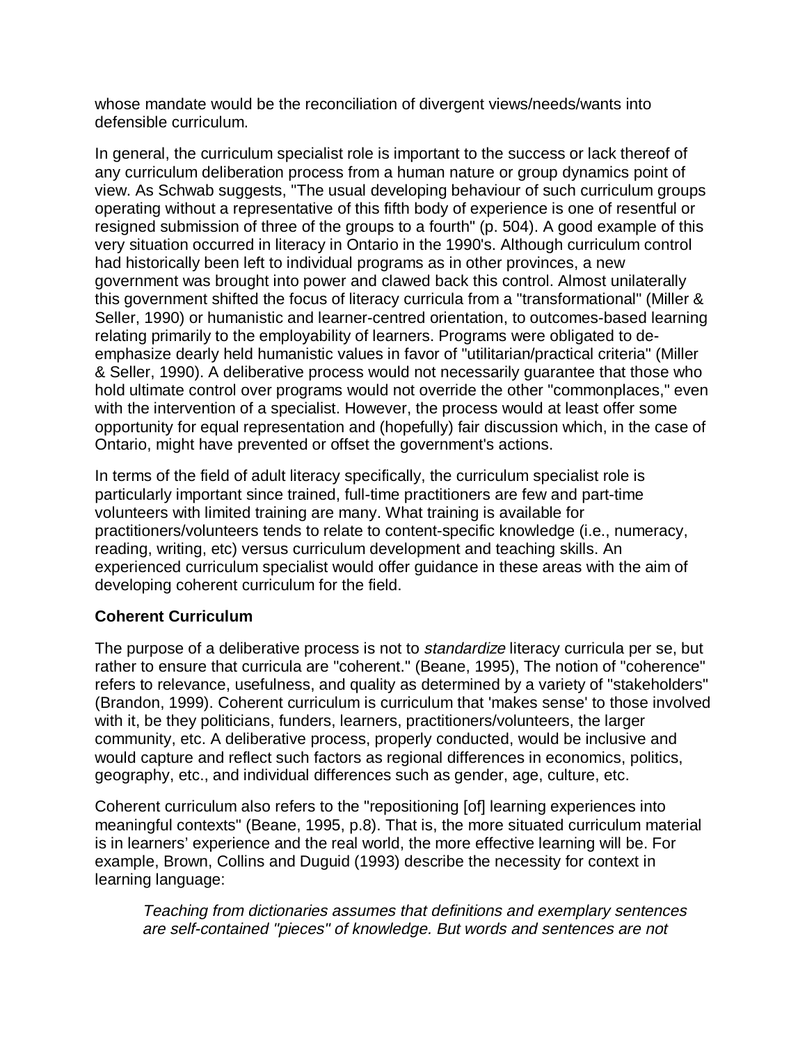whose mandate would be the reconciliation of divergent views/needs/wants into defensible curriculum.

In general, the curriculum specialist role is important to the success or lack thereof of any curriculum deliberation process from a human nature or group dynamics point of view. As Schwab suggests, "The usual developing behaviour of such curriculum groups operating without a representative of this fifth body of experience is one of resentful or resigned submission of three of the groups to a fourth" (p. 504). A good example of this very situation occurred in literacy in Ontario in the 1990's. Although curriculum control had historically been left to individual programs as in other provinces, a new government was brought into power and clawed back this control. Almost unilaterally this government shifted the focus of literacy curricula from a "transformational" (Miller & Seller, 1990) or humanistic and learner-centred orientation, to outcomes-based learning relating primarily to the employability of learners. Programs were obligated to de-emphasize dearly held humanistic values in favor of "utilitarian/practical criteria" (Miller & Seller, 1990). A deliberative process would not necessarily guarantee that those who hold ultimate control over programs would not override the other "commonplaces," even with the intervention of a specialist. However, the process would at least offer some opportunity for equal representation and (hopefully) fair discussion which, in the case of Ontario, might have prevented or offset the government's actions.

In terms of the field of adult literacy specifically, the curriculum specialist role is particularly important since trained, full-time practitioners are few and part-time volunteers with limited training are many. What training is available for practitioners/volunteers tends to relate to content-specific knowledge (i.e., numeracy, reading, writing, etc) versus curriculum development and teaching skills. An experienced curriculum specialist would offer guidance in these areas with the aim of developing coherent curriculum for the field.

### Coherent Curriculum

The purpose of a deliberative process is not to *standardize* literacy curricula per se, but rather to ensure that curricula are "coherent." (Beane, 1995), The notion of "coherence" refers to relevance, usefulness, and quality as determined by a variety of "stakeholders" (Brandon, 1999). Coherent curriculum is curriculum that 'makes sense' to those involved with it, be they politicians, funders, learners, practitioners/volunteers, the larger community, etc. A deliberative process, properly conducted, would be inclusive and would capture and reflect such factors as regional differences in economics, politics, geography, etc., and individual differences such as gender, age, culture, etc.

Coherent curriculum also refers to the "repositioning [of] learning experiences into meaningful contexts" (Beane, 1995, p.8). That is, the more situated curriculum material is in learners' experience and the real world, the more effective learning will be. For example, Brown, Collins and Duguid (1993) describe the necessity for context in learning language:

> *Teaching from dictionaries assumes that definitions and exemplary sentences are self-contained "pieces" of knowledge. But words and sentences are not*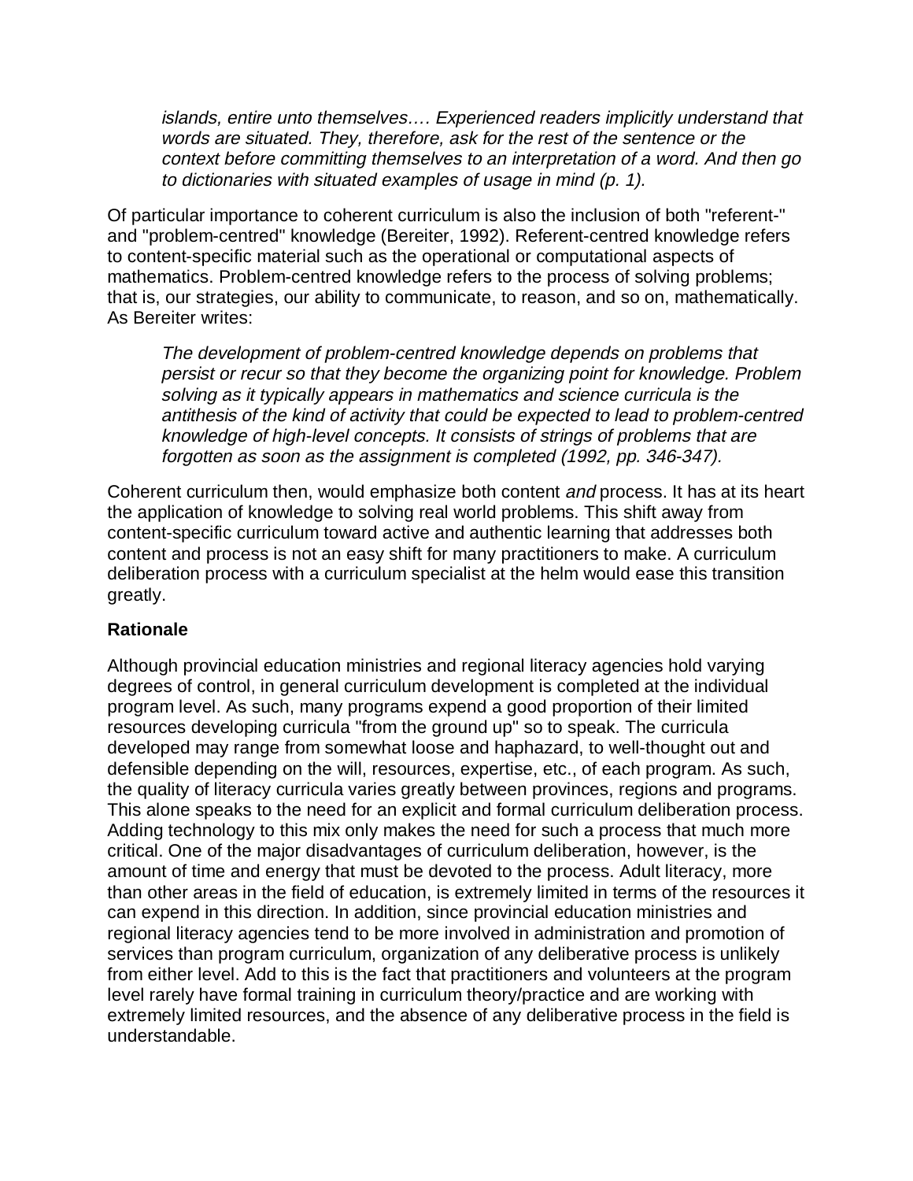> *islands, entire unto themselves…. Experienced readers implicitly understand that words are situated. They, therefore, ask for the rest of the sentence or the context before committing themselves to an interpretation of a word. And then go to dictionaries with situated examples of usage in mind (p. 1).*

Of particular importance to coherent curriculum is also the inclusion of both "referent-" and "problem-centred" knowledge (Bereiter, 1992). Referent-centred knowledge refers to content-specific material such as the operational or computational aspects of mathematics. Problem-centred knowledge refers to the process of solving problems; that is, our strategies, our ability to communicate, to reason, and so on, mathematically. As Bereiter writes:

> *The development of problem-centred knowledge depends on problems that persist or recur so that they become the organizing point for knowledge. Problem solving as it typically appears in mathematics and science curricula is the antithesis of the kind of activity that could be expected to lead to problem-centred knowledge of high-level concepts. It consists of strings of problems that are forgotten as soon as the assignment is completed (1992, pp. 346-347).*

Coherent curriculum then, would emphasize both content *and* process. It has at its heart the application of knowledge to solving real world problems. This shift away from content-specific curriculum toward active and authentic learning that addresses both content and process is not an easy shift for many practitioners to make. A curriculum deliberation process with a curriculum specialist at the helm would ease this transition greatly.

**Rationale**

Although provincial education ministries and regional literacy agencies hold varying degrees of control, in general curriculum development is completed at the individual program level. As such, many programs expend a good proportion of their limited resources developing curricula "from the ground up" so to speak. The curricula developed may range from somewhat loose and haphazard, to well-thought out and defensible depending on the will, resources, expertise, etc., of each program. As such, the quality of literacy curricula varies greatly between provinces, regions and programs. This alone speaks to the need for an explicit and formal curriculum deliberation process. Adding technology to this mix only makes the need for such a process that much more critical. One of the major disadvantages of curriculum deliberation, however, is the amount of time and energy that must be devoted to the process. Adult literacy, more than other areas in the field of education, is extremely limited in terms of the resources it can expend in this direction. In addition, since provincial education ministries and regional literacy agencies tend to be more involved in administration and promotion of services than program curriculum, organization of any deliberative process is unlikely from either level. Add to this is the fact that practitioners and volunteers at the program level rarely have formal training in curriculum theory/practice and are working with extremely limited resources, and the absence of any deliberative process in the field is understandable.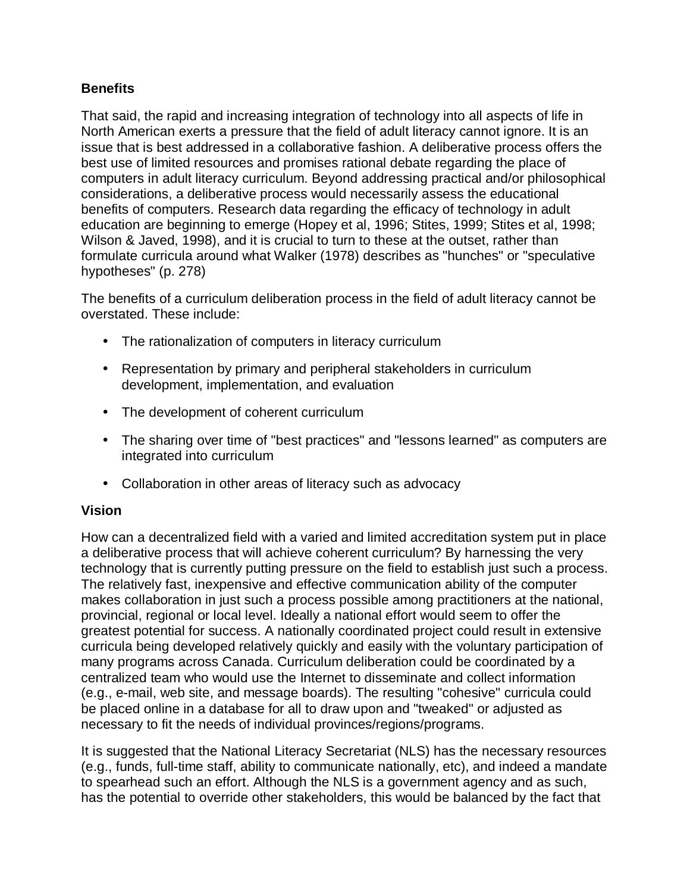## Benefits

That said, the rapid and increasing integration of technology into all aspects of life in North American exerts a pressure that the field of adult literacy cannot ignore. It is an issue that is best addressed in a collaborative fashion. A deliberative process offers the best use of limited resources and promises rational debate regarding the place of computers in adult literacy curriculum. Beyond addressing practical and/or philosophical considerations, a deliberative process would necessarily assess the educational benefits of computers. Research data regarding the efficacy of technology in adult education are beginning to emerge (Hopey et al, 1996; Stites, 1999; Stites et al, 1998; Wilson & Javed, 1998), and it is crucial to turn to these at the outset, rather than formulate curricula around what Walker (1978) describes as "hunches" or "speculative hypotheses" (p. 278)

The benefits of a curriculum deliberation process in the field of adult literacy cannot be overstated. These include:

- The rationalization of computers in literacy curriculum
- Representation by primary and peripheral stakeholders in curriculum development, implementation, and evaluation
- The development of coherent curriculum
- The sharing over time of "best practices" and "lessons learned" as computers are integrated into curriculum
- Collaboration in other areas of literacy such as advocacy

## Vision

How can a decentralized field with a varied and limited accreditation system put in place a deliberative process that will achieve coherent curriculum? By harnessing the very technology that is currently putting pressure on the field to establish just such a process. The relatively fast, inexpensive and effective communication ability of the computer makes collaboration in just such a process possible among practitioners at the national, provincial, regional or local level. Ideally a national effort would seem to offer the greatest potential for success. A nationally coordinated project could result in extensive curricula being developed relatively quickly and easily with the voluntary participation of many programs across Canada. Curriculum deliberation could be coordinated by a centralized team who would use the Internet to disseminate and collect information (e.g., e-mail, web site, and message boards). The resulting "cohesive" curricula could be placed online in a database for all to draw upon and "tweaked" or adjusted as necessary to fit the needs of individual provinces/regions/programs.

It is suggested that the National Literacy Secretariat (NLS) has the necessary resources (e.g., funds, full-time staff, ability to communicate nationally, etc), and indeed a mandate to spearhead such an effort. Although the NLS is a government agency and as such, has the potential to override other stakeholders, this would be balanced by the fact that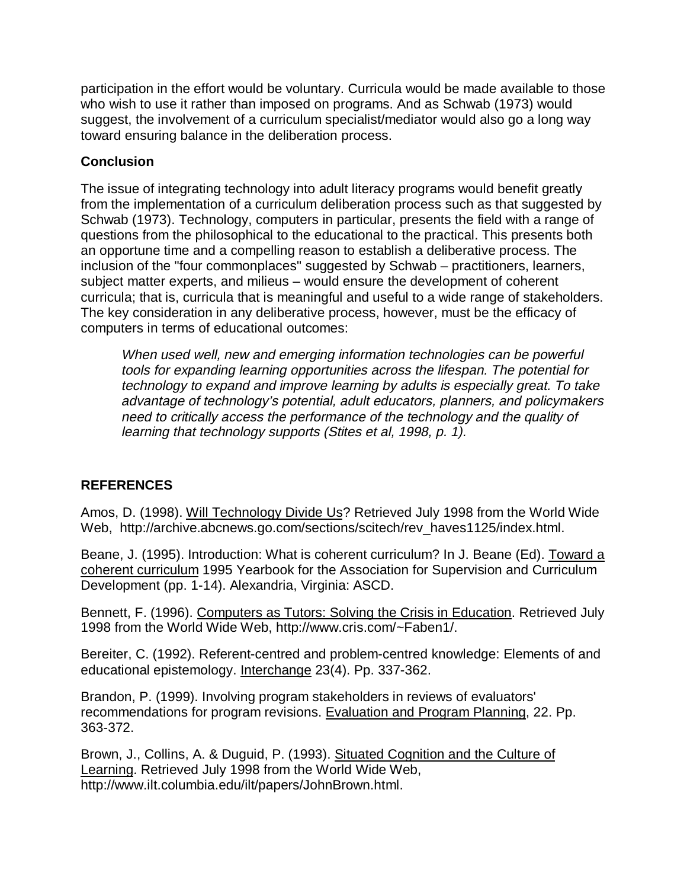participation in the effort would be voluntary. Curricula would be made available to those who wish to use it rather than imposed on programs. And as Schwab (1973) would suggest, the involvement of a curriculum specialist/mediator would also go a long way toward ensuring balance in the deliberation process.

## Conclusion

The issue of integrating technology into adult literacy programs would benefit greatly from the implementation of a curriculum deliberation process such as that suggested by Schwab (1973). Technology, computers in particular, presents the field with a range of questions from the philosophical to the educational to the practical. This presents both an opportune time and a compelling reason to establish a deliberative process. The inclusion of the "four commonplaces" suggested by Schwab – practitioners, learners, subject matter experts, and milieus – would ensure the development of coherent curricula; that is, curricula that is meaningful and useful to a wide range of stakeholders. The key consideration in any deliberative process, however, must be the efficacy of computers in terms of educational outcomes:

> *When used well, new and emerging information technologies can be powerful tools for expanding learning opportunities across the lifespan. The potential for technology to expand and improve learning by adults is especially great. To take advantage of technology's potential, adult educators, planners, and policymakers need to critically access the performance of the technology and the quality of learning that technology supports (Stites et al, 1998, p. 1).*

## REFERENCES

Amos, D. (1998). Will Technology Divide Us? Retrieved July 1998 from the World Wide Web, http://archive.abcnews.go.com/sections/scitech/rev_haves1125/index.html.

Beane, J. (1995). Introduction: What is coherent curriculum? In J. Beane (Ed). Toward a coherent curriculum 1995 Yearbook for the Association for Supervision and Curriculum Development (pp. 1-14). Alexandria, Virginia: ASCD.

Bennett, F. (1996). Computers as Tutors: Solving the Crisis in Education. Retrieved July 1998 from the World Wide Web, http://www.cris.com/~Faben1/.

Bereiter, C. (1992). Referent-centred and problem-centred knowledge: Elements of and educational epistemology. Interchange 23(4). Pp. 337-362.

Brandon, P. (1999). Involving program stakeholders in reviews of evaluators' recommendations for program revisions. Evaluation and Program Planning, 22. Pp. 363-372.

Brown, J., Collins, A. & Duguid, P. (1993). Situated Cognition and the Culture of Learning. Retrieved July 1998 from the World Wide Web, http://www.ilt.columbia.edu/ilt/papers/JohnBrown.html.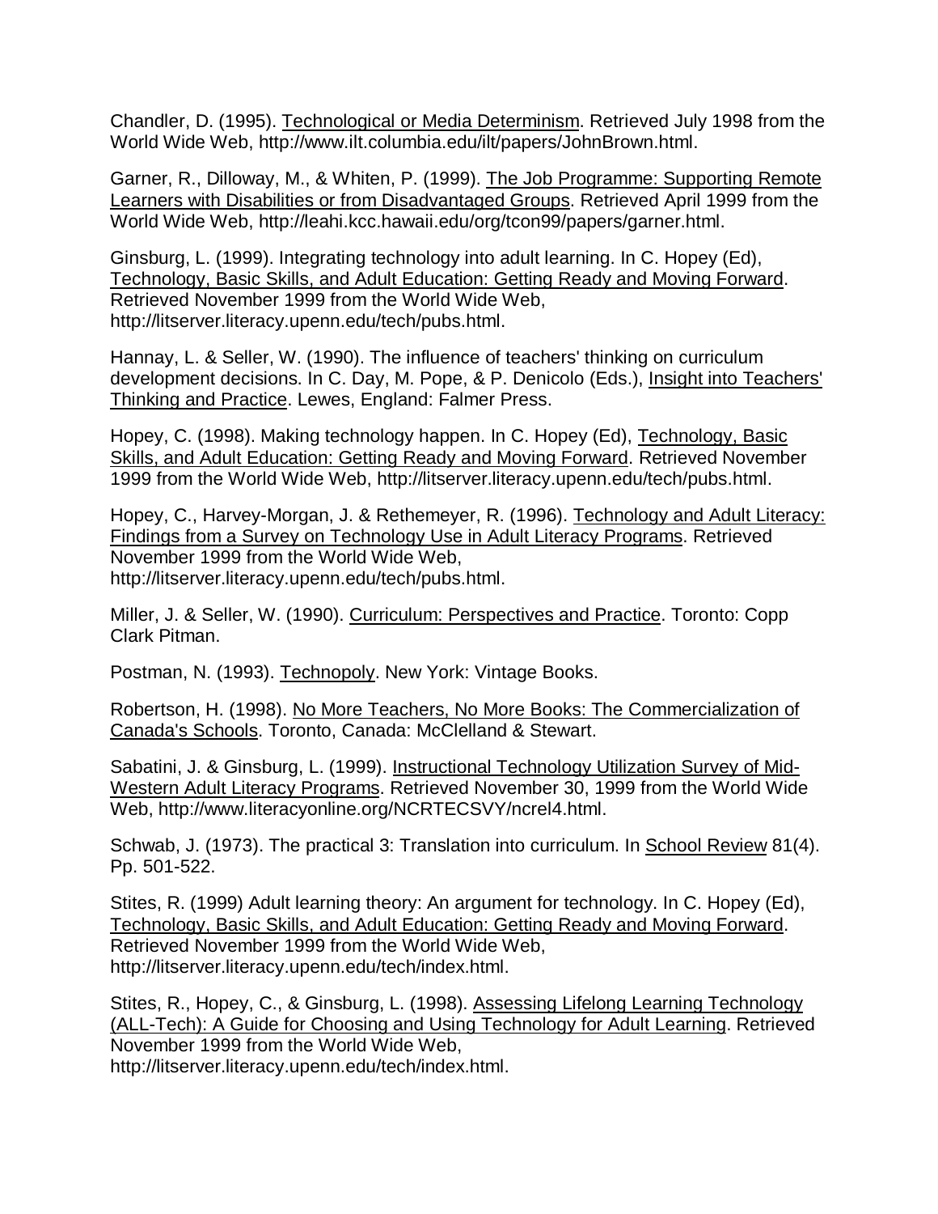Chandler, D. (1995). Technological or Media Determinism. Retrieved July 1998 from the World Wide Web, http://www.ilt.columbia.edu/ilt/papers/JohnBrown.html.

Garner, R., Dilloway, M., & Whiten, P. (1999). The Job Programme: Supporting Remote Learners with Disabilities or from Disadvantaged Groups. Retrieved April 1999 from the World Wide Web, http://leahi.kcc.hawaii.edu/org/tcon99/papers/garner.html.

Ginsburg, L. (1999). Integrating technology into adult learning. In C. Hopey (Ed), Technology, Basic Skills, and Adult Education: Getting Ready and Moving Forward. Retrieved November 1999 from the World Wide Web, http://litserver.literacy.upenn.edu/tech/pubs.html.

Hannay, L. & Seller, W. (1990). The influence of teachers' thinking on curriculum development decisions. In C. Day, M. Pope, & P. Denicolo (Eds.), Insight into Teachers' Thinking and Practice. Lewes, England: Falmer Press.

Hopey, C. (1998). Making technology happen. In C. Hopey (Ed), Technology, Basic Skills, and Adult Education: Getting Ready and Moving Forward. Retrieved November 1999 from the World Wide Web, http://litserver.literacy.upenn.edu/tech/pubs.html.

Hopey, C., Harvey-Morgan, J. & Rethemeyer, R. (1996). Technology and Adult Literacy: Findings from a Survey on Technology Use in Adult Literacy Programs. Retrieved November 1999 from the World Wide Web, http://litserver.literacy.upenn.edu/tech/pubs.html.

Miller, J. & Seller, W. (1990). Curriculum: Perspectives and Practice. Toronto: Copp Clark Pitman.

Postman, N. (1993). Technopoly. New York: Vintage Books.

Robertson, H. (1998). No More Teachers, No More Books: The Commercialization of Canada's Schools. Toronto, Canada: McClelland & Stewart.

Sabatini, J. & Ginsburg, L. (1999). Instructional Technology Utilization Survey of Mid-Western Adult Literacy Programs. Retrieved November 30, 1999 from the World Wide Web, http://www.literacyonline.org/NCRTECSVY/ncrel4.html.

Schwab, J. (1973). The practical 3: Translation into curriculum. In School Review 81(4). Pp. 501-522.

Stites, R. (1999) Adult learning theory: An argument for technology. In C. Hopey (Ed), Technology, Basic Skills, and Adult Education: Getting Ready and Moving Forward. Retrieved November 1999 from the World Wide Web, http://litserver.literacy.upenn.edu/tech/index.html.

Stites, R., Hopey, C., & Ginsburg, L. (1998). Assessing Lifelong Learning Technology (ALL-Tech): A Guide for Choosing and Using Technology for Adult Learning. Retrieved November 1999 from the World Wide Web, http://litserver.literacy.upenn.edu/tech/index.html.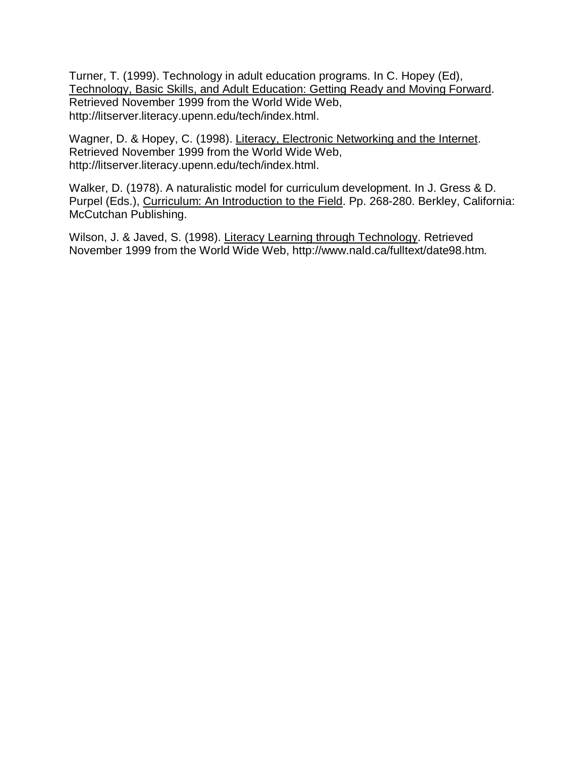Turner, T. (1999). Technology in adult education programs. In C. Hopey (Ed), Technology, Basic Skills, and Adult Education: Getting Ready and Moving Forward. Retrieved November 1999 from the World Wide Web, http://litserver.literacy.upenn.edu/tech/index.html.

Wagner, D. & Hopey, C. (1998). Literacy, Electronic Networking and the Internet. Retrieved November 1999 from the World Wide Web, http://litserver.literacy.upenn.edu/tech/index.html.

Walker, D. (1978). A naturalistic model for curriculum development. In J. Gress & D. Purpel (Eds.), Curriculum: An Introduction to the Field. Pp. 268-280. Berkley, California: McCutchan Publishing.

Wilson, J. & Javed, S. (1998). Literacy Learning through Technology. Retrieved November 1999 from the World Wide Web, http://www.nald.ca/fulltext/date98.htm.